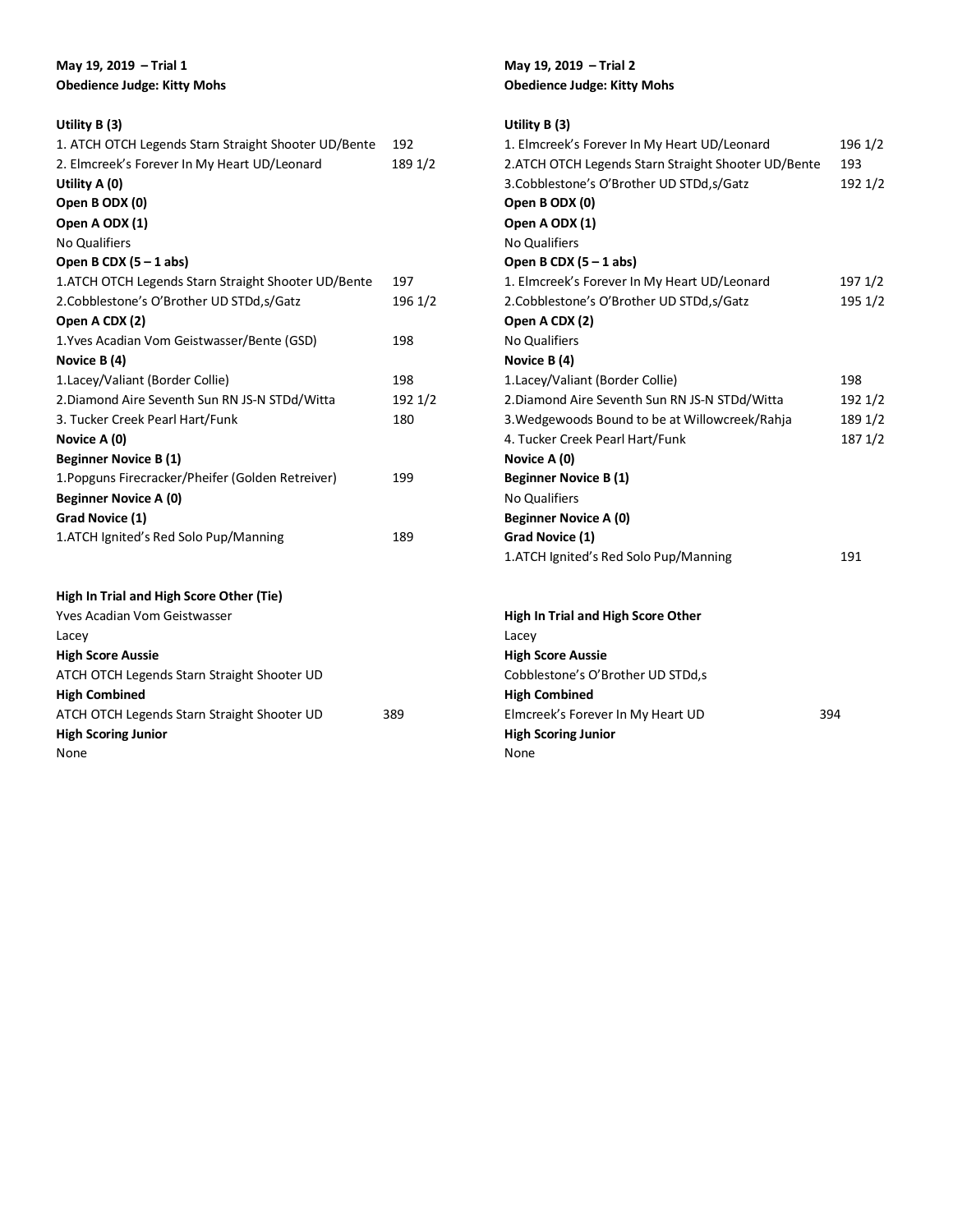**May 19, 2019 – Trial 1**
**Obedience Judge: Kitty Mohs**

**Utility B (3)**

1. ATCH OTCH Legends Starn Straight Shooter UD/Bente 192
2. Elmcreek's Forever In My Heart UD/Leonard 189 1/2

**Utility A (0)**

**Open B ODX (0)**

**Open A ODX (1)**

No Qualifiers

**Open B CDX (5 – 1 abs)**

1. ATCH OTCH Legends Starn Straight Shooter UD/Bente 197
2. Cobblestone's O'Brother UD STDd,s/Gatz 196 1/2

**Open A CDX (2)**

1. Yves Acadian Vom Geistwasser/Bente (GSD) 198

**Novice B (4)**

1. Lacey/Valiant (Border Collie) 198
2. Diamond Aire Seventh Sun RN JS-N STDd/Witta 192 1/2
3. Tucker Creek Pearl Hart/Funk 180

**Novice A (0)**

**Beginner Novice B (1)**

1. Popguns Firecracker/Pheifer (Golden Retreiver) 199

**Beginner Novice A (0)**

**Grad Novice (1)**

1. ATCH Ignited's Red Solo Pup/Manning 189

**High In Trial and High Score Other (Tie)**

Yves Acadian Vom Geistwasser

Lacey

**High Score Aussie**

ATCH OTCH Legends Starn Straight Shooter UD

**High Combined**

ATCH OTCH Legends Starn Straight Shooter UD 389

**High Scoring Junior**

None

**May 19, 2019 – Trial 2**
**Obedience Judge: Kitty Mohs**

**Utility B (3)**

1. Elmcreek's Forever In My Heart UD/Leonard 196 1/2
2. ATCH OTCH Legends Starn Straight Shooter UD/Bente 193
3. Cobblestone's O'Brother UD STDd,s/Gatz 192 1/2

**Open B ODX (0)**

**Open A ODX (1)**

No Qualifiers

**Open B CDX (5 – 1 abs)**

1. Elmcreek's Forever In My Heart UD/Leonard 197 1/2
2. Cobblestone's O'Brother UD STDd,s/Gatz 195 1/2

**Open A CDX (2)**

No Qualifiers

**Novice B (4)**

1. Lacey/Valiant (Border Collie) 198
2. Diamond Aire Seventh Sun RN JS-N STDd/Witta 192 1/2
3. Wedgewoods Bound to be at Willowcreek/Rahja 189 1/2
4. Tucker Creek Pearl Hart/Funk 187 1/2

**Novice A (0)**

**Beginner Novice B (1)**

No Qualifiers

**Beginner Novice A (0)**

**Grad Novice (1)**

1. ATCH Ignited's Red Solo Pup/Manning 191

**High In Trial and High Score Other**

Lacey

**High Score Aussie**

Cobblestone's O'Brother UD STDd,s

**High Combined**

Elmcreek's Forever In My Heart UD 394

**High Scoring Junior**

None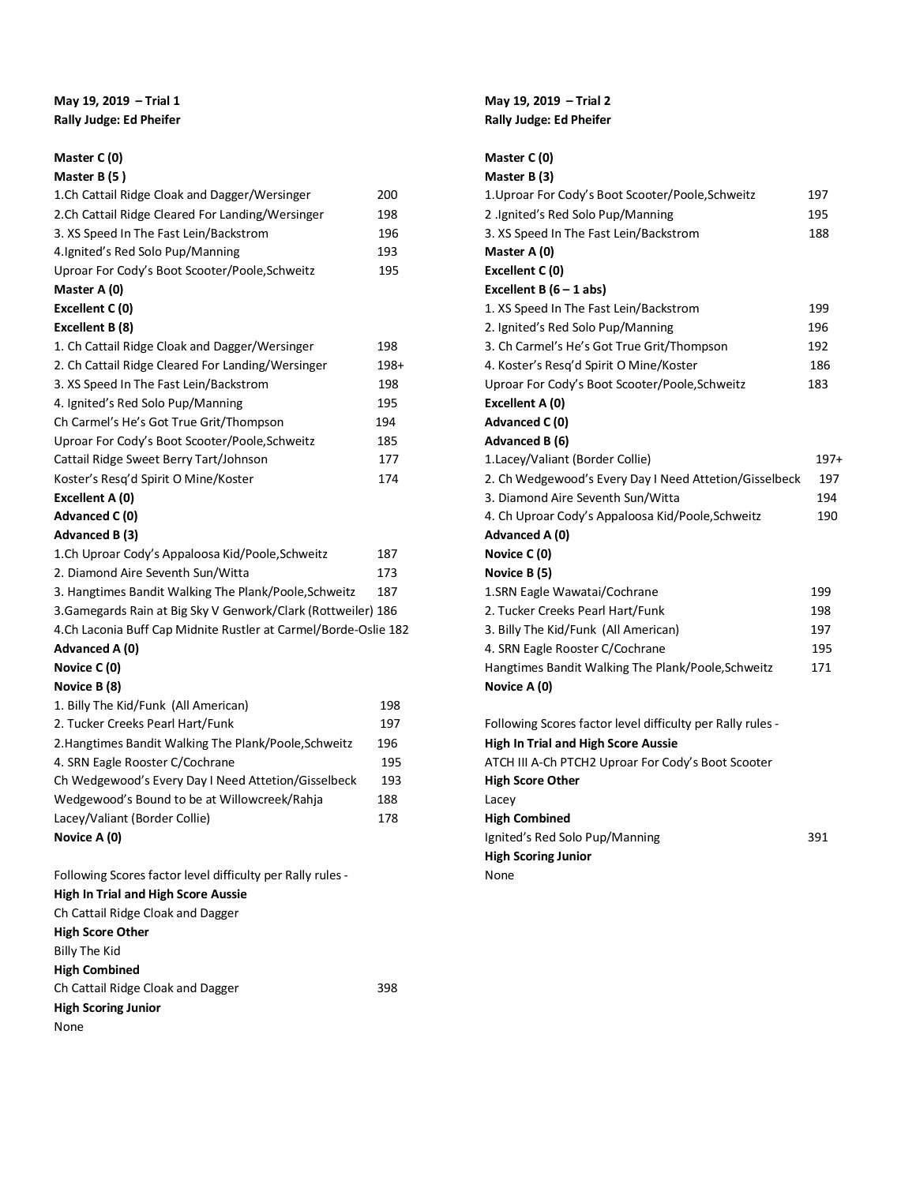**May 19, 2019 – Trial 1**
**Rally Judge: Ed Pheifer**

**Master C (0)**

**Master B (5 )**

| | |
|---|---|
| 1.Ch Cattail Ridge Cloak and Dagger/Wersinger | 200 |
| 2.Ch Cattail Ridge Cleared For Landing/Wersinger | 198 |
| 3. XS Speed In The Fast Lein/Backstrom | 196 |
| 4.Ignited's Red Solo Pup/Manning | 193 |
| Uproar For Cody's Boot Scooter/Poole,Schweitz | 195 |

**Master A (0)**

**Excellent C (0)**

**Excellent B (8)**

| | |
|---|---|
| 1. Ch Cattail Ridge Cloak and Dagger/Wersinger | 198 |
| 2. Ch Cattail Ridge Cleared For Landing/Wersinger | 198+ |
| 3. XS Speed In The Fast Lein/Backstrom | 198 |
| 4. Ignited's Red Solo Pup/Manning | 195 |
| Ch Carmel's He's Got True Grit/Thompson | 194 |
| Uproar For Cody's Boot Scooter/Poole,Schweitz | 185 |
| Cattail Ridge Sweet Berry Tart/Johnson | 177 |
| Koster's Resq'd Spirit O Mine/Koster | 174 |

**Excellent A (0)**

**Advanced C (0)**

**Advanced B (3)**

| | |
|---|---|
| 1.Ch Uproar Cody's Appaloosa Kid/Poole,Schweitz | 187 |
| 2. Diamond Aire Seventh Sun/Witta | 173 |
| 3. Hangtimes Bandit Walking The Plank/Poole,Schweitz | 187 |
| 3.Gamegards Rain at Big Sky V Genwork/Clark (Rottweiler) | 186 |
| 4.Ch Laconia Buff Cap Midnite Rustler at Carmel/Borde-Oslie | 182 |

**Advanced A (0)**

**Novice C (0)**

**Novice B (8)**

| | |
|---|---|
| 1. Billy The Kid/Funk (All American) | 198 |
| 2. Tucker Creeks Pearl Hart/Funk | 197 |
| 2.Hangtimes Bandit Walking The Plank/Poole,Schweitz | 196 |
| 4. SRN Eagle Rooster C/Cochrane | 195 |
| Ch Wedgewood's Every Day I Need Attetion/Gisselbeck | 193 |
| Wedgewood's Bound to be at Willowcreek/Rahja | 188 |
| Lacey/Valiant (Border Collie) | 178 |

**Novice A (0)**

Following Scores factor level difficulty per Rally rules -

**High In Trial and High Score Aussie**

Ch Cattail Ridge Cloak and Dagger

**High Score Other**

Billy The Kid

**High Combined**

Ch Cattail Ridge Cloak and Dagger 398

**High Scoring Junior**

None

**May 19, 2019 – Trial 2**
**Rally Judge: Ed Pheifer**

**Master C (0)**

**Master B (3)**

| | |
|---|---|
| 1.Uproar For Cody's Boot Scooter/Poole,Schweitz | 197 |
| 2 .Ignited's Red Solo Pup/Manning | 195 |
| 3. XS Speed In The Fast Lein/Backstrom | 188 |

**Master A (0)**

**Excellent C (0)**

**Excellent B (6 – 1 abs)**

| | |
|---|---|
| 1. XS Speed In The Fast Lein/Backstrom | 199 |
| 2. Ignited's Red Solo Pup/Manning | 196 |
| 3. Ch Carmel's He's Got True Grit/Thompson | 192 |
| 4. Koster's Resq'd Spirit O Mine/Koster | 186 |
| Uproar For Cody's Boot Scooter/Poole,Schweitz | 183 |

**Excellent A (0)**

**Advanced C (0)**

**Advanced B (6)**

| | |
|---|---|
| 1.Lacey/Valiant (Border Collie) | 197+ |
| 2. Ch Wedgewood's Every Day I Need Attetion/Gisselbeck | 197 |
| 3. Diamond Aire Seventh Sun/Witta | 194 |
| 4. Ch Uproar Cody's Appaloosa Kid/Poole,Schweitz | 190 |

**Advanced A (0)**

**Novice C (0)**

**Novice B (5)**

| | |
|---|---|
| 1.SRN Eagle Wawatai/Cochrane | 199 |
| 2. Tucker Creeks Pearl Hart/Funk | 198 |
| 3. Billy The Kid/Funk (All American) | 197 |
| 4. SRN Eagle Rooster C/Cochrane | 195 |
| Hangtimes Bandit Walking The Plank/Poole,Schweitz | 171 |

**Novice A (0)**

Following Scores factor level difficulty per Rally rules -

**High In Trial and High Score Aussie**

ATCH III A-Ch PTCH2 Uproar For Cody's Boot Scooter

**High Score Other**

Lacey

**High Combined**

Ignited's Red Solo Pup/Manning 391

**High Scoring Junior**

None